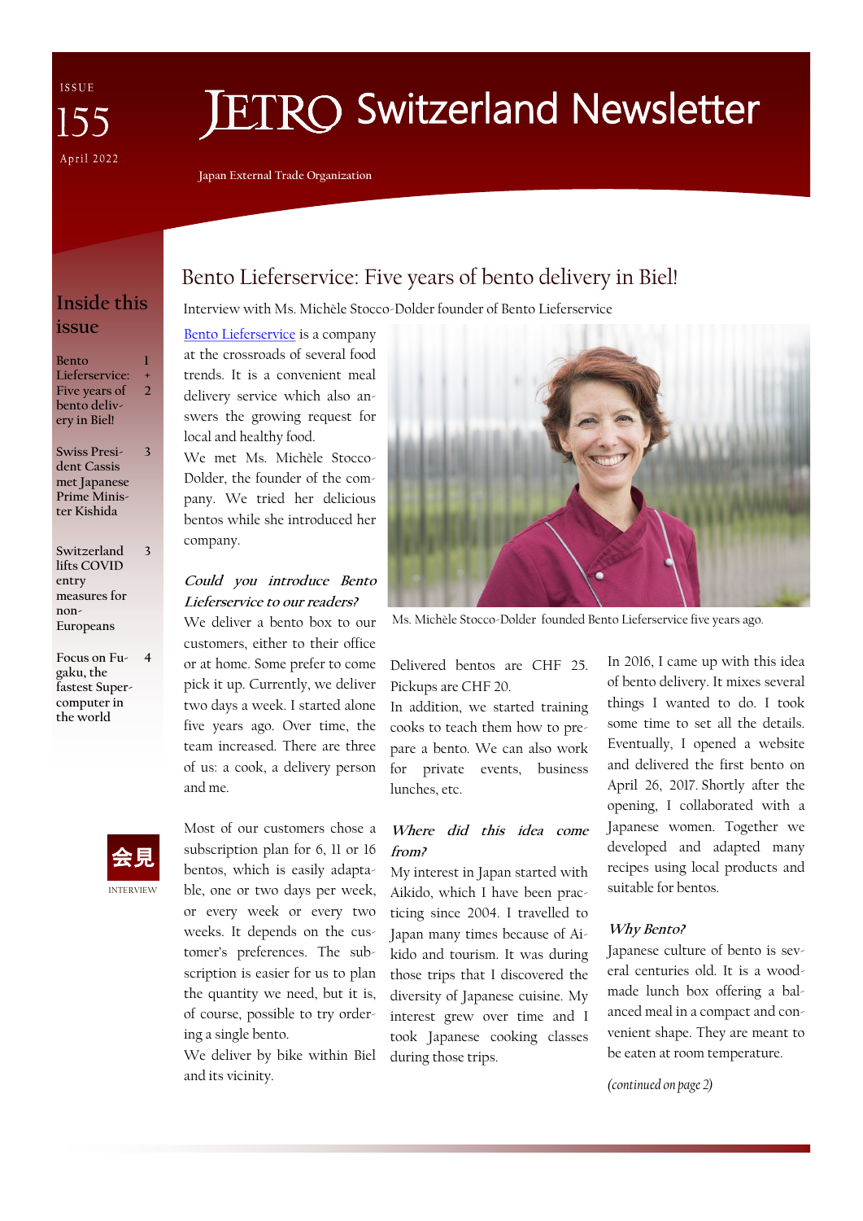ISSUE 155

April 2022

# JETRO Switzerland Newsletter

Japan External Trade Organization

## Inside this issue

- Bento Lieferservice: Five years of bento delivery in Biel! — 1 + 2
- Swiss President Cassis met Japanese Prime Minister Kishida — 3
- Switzerland lifts COVID entry measures for non-Europeans — 3
- Focus on Fugaku, the fastest Supercomputer in the world — 4

会見 INTERVIEW

## Bento Lieferservice: Five years of bento delivery in Biel!

Interview with Ms. Michèle Stocco-Dolder founder of Bento Lieferservice

[Bento Lieferservice](#) is a company at the crossroads of several food trends. It is a convenient meal delivery service which also answers the growing request for local and healthy food.

We met Ms. Michèle Stocco-Dolder, the founder of the company. We tried her delicious bentos while she introduced her company.

Ms. Michèle Stocco-Dolder founded Bento Lieferservice five years ago.

***Could you introduce Bento Lieferservice to our readers?***

We deliver a bento box to our customers, either to their office or at home. Some prefer to come pick it up. Currently, we deliver two days a week. I started alone five years ago. Over time, the team increased. There are three of us: a cook, a delivery person and me.

Most of our customers chose a subscription plan for 6, 11 or 16 bentos, which is easily adaptable, one or two days per week, or every week or every two weeks. It depends on the customer's preferences. The subscription is easier for us to plan the quantity we need, but it is, of course, possible to try ordering a single bento.

We deliver by bike within Biel and its vicinity.

Delivered bentos are CHF 25. Pickups are CHF 20.

In addition, we started training cooks to teach them how to prepare a bento. We can also work for private events, business lunches, etc.

***Where did this idea come from?***

My interest in Japan started with Aikido, which I have been practicing since 2004. I travelled to Japan many times because of Aikido and tourism. It was during those trips that I discovered the diversity of Japanese cuisine. My interest grew over time and I took Japanese cooking classes during those trips.

In 2016, I came up with this idea of bento delivery. It mixes several things I wanted to do. I took some time to set all the details. Eventually, I opened a website and delivered the first bento on April 26, 2017. Shortly after the opening, I collaborated with a Japanese women. Together we developed and adapted many recipes using local products and suitable for bentos.

***Why Bento?***

Japanese culture of bento is several centuries old. It is a wood-made lunch box offering a balanced meal in a compact and convenient shape. They are meant to be eaten at room temperature.

*(continued on page 2)*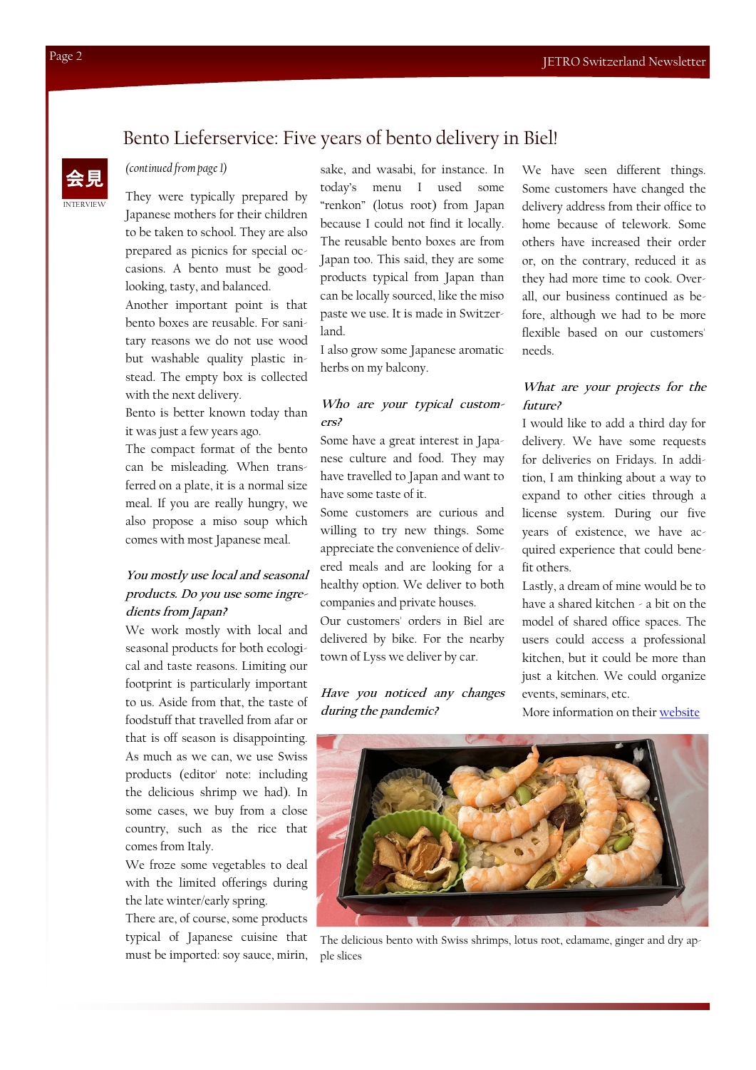# Bento Lieferservice: Five years of bento delivery in Biel!

会見
INTERVIEW

*(continued from page 1)*

They were typically prepared by Japanese mothers for their children to be taken to school. They are also prepared as picnics for special occasions. A bento must be good-looking, tasty, and balanced.

Another important point is that bento boxes are reusable. For sanitary reasons we do not use wood but washable quality plastic instead. The empty box is collected with the next delivery.

Bento is better known today than it was just a few years ago.

The compact format of the bento can be misleading. When transferred on a plate, it is a normal size meal. If you are really hungry, we also propose a miso soup which comes with most Japanese meal.

***You mostly use local and seasonal products. Do you use some ingredients from Japan?***

We work mostly with local and seasonal products for both ecological and taste reasons. Limiting our footprint is particularly important to us. Aside from that, the taste of foodstuff that travelled from afar or that is off season is disappointing. As much as we can, we use Swiss products (editor' note: including the delicious shrimp we had). In some cases, we buy from a close country, such as the rice that comes from Italy.

We froze some vegetables to deal with the limited offerings during the late winter/early spring.

There are, of course, some products typical of Japanese cuisine that must be imported: soy sauce, mirin, sake, and wasabi, for instance. In today's menu I used some "renkon" (lotus root) from Japan because I could not find it locally. The reusable bento boxes are from Japan too. This said, they are some products typical from Japan than can be locally sourced, like the miso paste we use. It is made in Switzerland.

I also grow some Japanese aromatic herbs on my balcony.

***Who are your typical customers?***

Some have a great interest in Japanese culture and food. They may have travelled to Japan and want to have some taste of it.

Some customers are curious and willing to try new things. Some appreciate the convenience of delivered meals and are looking for a healthy option. We deliver to both companies and private houses.

Our customers' orders in Biel are delivered by bike. For the nearby town of Lyss we deliver by car.

***Have you noticed any changes during the pandemic?***

We have seen different things. Some customers have changed the delivery address from their office to home because of telework. Some others have increased their order or, on the contrary, reduced it as they had more time to cook. Overall, our business continued as before, although we had to be more flexible based on our customers' needs.

***What are your projects for the future?***

I would like to add a third day for delivery. We have some requests for deliveries on Fridays. In addition, I am thinking about a way to expand to other cities through a license system. During our five years of existence, we have acquired experience that could benefit others.

Lastly, a dream of mine would be to have a shared kitchen - a bit on the model of shared office spaces. The users could access a professional kitchen, but it could be more than just a kitchen. We could organize events, seminars, etc.

More information on their [website]

The delicious bento with Swiss shrimps, lotus root, edamame, ginger and dry apple slices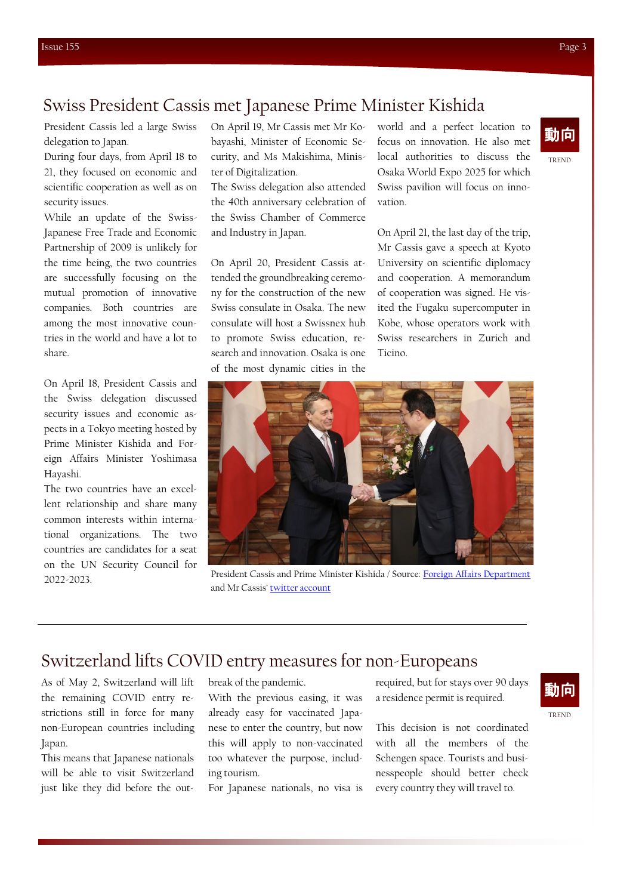## Swiss President Cassis met Japanese Prime Minister Kishida

動向

TREND

President Cassis led a large Swiss delegation to Japan.

During four days, from April 18 to 21, they focused on economic and scientific cooperation as well as on security issues.

While an update of the Swiss-Japanese Free Trade and Economic Partnership of 2009 is unlikely for the time being, the two countries are successfully focusing on the mutual promotion of innovative companies. Both countries are among the most innovative countries in the world and have a lot to share.

On April 18, President Cassis and the Swiss delegation discussed security issues and economic aspects in a Tokyo meeting hosted by Prime Minister Kishida and Foreign Affairs Minister Yoshimasa Hayashi.

The two countries have an excellent relationship and share many common interests within international organizations. The two countries are candidates for a seat on the UN Security Council for 2022-2023.

On April 19, Mr Cassis met Mr Kobayashi, Minister of Economic Security, and Ms Makishima, Minister of Digitalization.

The Swiss delegation also attended the 40th anniversary celebration of the Swiss Chamber of Commerce and Industry in Japan.

On April 20, President Cassis attended the groundbreaking ceremony for the construction of the new Swiss consulate in Osaka. The new consulate will host a Swissnex hub to promote Swiss education, research and innovation. Osaka is one of the most dynamic cities in the world and a perfect location to focus on innovation. He also met local authorities to discuss the Osaka World Expo 2025 for which Swiss pavilion will focus on innovation.

On April 21, the last day of the trip, Mr Cassis gave a speech at Kyoto University on scientific diplomacy and cooperation. A memorandum of cooperation was signed. He visited the Fugaku supercomputer in Kobe, whose operators work with Swiss researchers in Zurich and Ticino.

President Cassis and Prime Minister Kishida / Source: [Foreign Affairs Department] and Mr Cassis' [twitter account]

## Switzerland lifts COVID entry measures for non-Europeans

動向

TREND

As of May 2, Switzerland will lift the remaining COVID entry restrictions still in force for many non-European countries including Japan.

This means that Japanese nationals will be able to visit Switzerland just like they did before the outbreak of the pandemic.

With the previous easing, it was already easy for vaccinated Japanese to enter the country, but now this will apply to non-vaccinated too whatever the purpose, including tourism.

For Japanese nationals, no visa is required, but for stays over 90 days a residence permit is required.

This decision is not coordinated with all the members of the Schengen space. Tourists and businesspeople should better check every country they will travel to.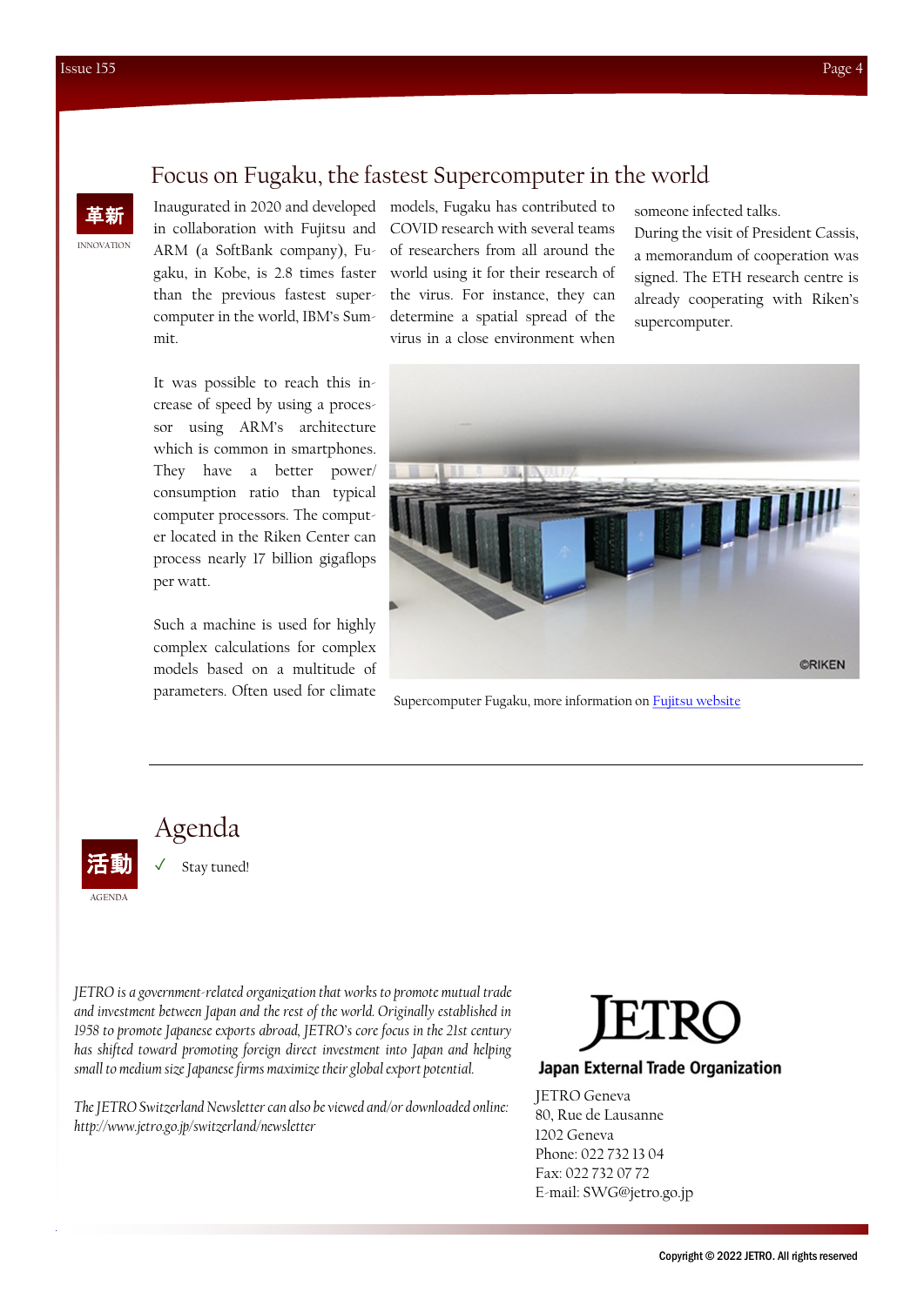## Focus on Fugaku, the fastest Supercomputer in the world

革新

INNOVATION

Inaugurated in 2020 and developed in collaboration with Fujitsu and ARM (a SoftBank company), Fugaku, in Kobe, is 2.8 times faster than the previous fastest supercomputer in the world, IBM's Summit.

It was possible to reach this increase of speed by using a processor using ARM's architecture which is common in smartphones. They have a better power/consumption ratio than typical computer processors. The computer located in the Riken Center can process nearly 17 billion gigaflops per watt.

Such a machine is used for highly complex calculations for complex models based on a multitude of parameters. Often used for climate models, Fugaku has contributed to COVID research with several teams of researchers from all around the world using it for their research of the virus. For instance, they can determine a spatial spread of the virus in a close environment when someone infected talks.

During the visit of President Cassis, a memorandum of cooperation was signed. The ETH research centre is already cooperating with Riken's supercomputer.

©RIKEN

Supercomputer Fugaku, more information on Fujitsu website

## Agenda

活動

AGENDA

- ✓ Stay tuned!

*JETRO is a government-related organization that works to promote mutual trade and investment between Japan and the rest of the world. Originally established in 1958 to promote Japanese exports abroad, JETRO's core focus in the 21st century has shifted toward promoting foreign direct investment into Japan and helping small to medium size Japanese firms maximize their global export potential.*

*The JETRO Switzerland Newsletter can also be viewed and/or downloaded online: http://www.jetro.go.jp/switzerland/newsletter*

JETRO

Japan External Trade Organization

JETRO Geneva
80, Rue de Lausanne
1202 Geneva
Phone: 022 732 13 04
Fax: 022 732 07 72
E-mail: SWG@jetro.go.jp

Copyright © 2022 JETRO. All rights reserved